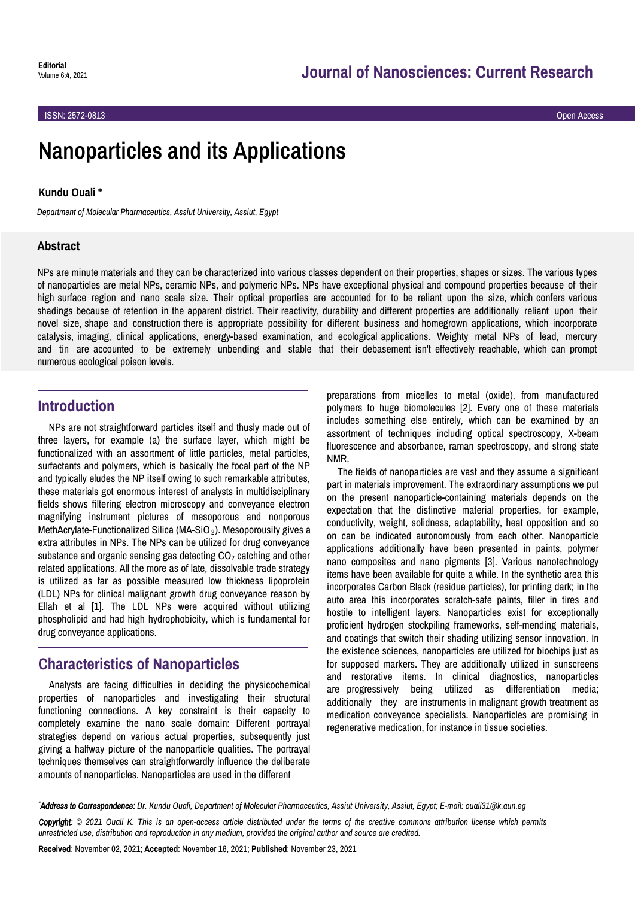Editorial

# Nanoparticles and its Applications

**Kundu Ouali ***

*Department of Molecular Pharmaceutics, Assiut University, Assiut, Egypt*

## Abstract

NPs are minute materials and they can be characterized into various classes dependent on their properties, shapes or sizes. The various types of nanoparticles are metal NPs, ceramic NPs, and polymeric NPs. NPs have exceptional physical and compound properties because of their high surface region and nano scale size. Their optical properties are accounted for to be reliant upon the size, which confers various shadings because of retention in the apparent district. Their reactivity, durability and different properties are additionally reliant upon their novel size, shape and construction there is appropriate possibility for different business and homegrown applications, which incorporate catalysis, imaging, clinical applications, energy-based examination, and ecological applications. Weighty metal NPs of lead, mercury and tin are accounted to be extremely unbending and stable that their debasement isn't effectively reachable, which can prompt numerous ecological poison levels.

## Introduction

NPs are not straightforward particles itself and thusly made out of three layers, for example (a) the surface layer, which might be functionalized with an assortment of little particles, metal particles, surfactants and polymers, which is basically the focal part of the NP and typically eludes the NP itself owing to such remarkable attributes, these materials got enormous interest of analysts in multidisciplinary fields shows filtering electron microscopy and conveyance electron magnifying instrument pictures of mesoporous and nonporous MethAcrylate-Functionalized Silica (MA-$SiO_2$). Mesoporousity gives a extra attributes in NPs. The NPs can be utilized for drug conveyance substance and organic sensing gas detecting $CO_2$ catching and other related applications. All the more as of late, dissolvable trade strategy is utilized as far as possible measured low thickness lipoprotein (LDL) NPs for clinical malignant growth drug conveyance reason by Ellah et al [1]. The LDL NPs were acquired without utilizing phospholipid and had high hydrophobicity, which is fundamental for drug conveyance applications.

## Characteristics of Nanoparticles

Analysts are facing difficulties in deciding the physicochemical properties of nanoparticles and investigating their structural functioning connections. A key constraint is their capacity to completely examine the nano scale domain: Different portrayal strategies depend on various actual properties, subsequently just giving a halfway picture of the nanoparticle qualities. The portrayal techniques themselves can straightforwardly influence the deliberate amounts of nanoparticles. Nanoparticles are used in the different preparations from micelles to metal (oxide), from manufactured polymers to huge biomolecules [2]. Every one of these materials includes something else entirely, which can be examined by an assortment of techniques including optical spectroscopy, X-beam fluorescence and absorbance, raman spectroscopy, and strong state NMR.

The fields of nanoparticles are vast and they assume a significant part in materials improvement. The extraordinary assumptions we put on the present nanoparticle-containing materials depends on the expectation that the distinctive material properties, for example, conductivity, weight, solidness, adaptability, heat opposition and so on can be indicated autonomously from each other. Nanoparticle applications additionally have been presented in paints, polymer nano composites and nano pigments [3]. Various nanotechnology items have been available for quite a while. In the synthetic area this incorporates Carbon Black (residue particles), for printing dark; in the auto area this incorporates scratch-safe paints, filler in tires and hostile to intelligent layers. Nanoparticles exist for exceptionally proficient hydrogen stockpiling frameworks, self-mending materials, and coatings that switch their shading utilizing sensor innovation. In the existence sciences, nanoparticles are utilized for biochips just as for supposed markers. They are additionally utilized in sunscreens and restorative items. In clinical diagnostics, nanoparticles are progressively being utilized as differentiation media; additionally they are instruments in malignant growth treatment as medication conveyance specialists. Nanoparticles are promising in regenerative medication, for instance in tissue societies.

*\*Address to Correspondence: Dr. Kundu Ouali, Department of Molecular Pharmaceutics, Assiut University, Assiut, Egypt; E-mail: ouali31@k.aun.eg*

*Copyright: © 2021 Ouali K. This is an open-access article distributed under the terms of the creative commons attribution license which permits unrestricted use, distribution and reproduction in any medium, provided the original author and source are credited.*

**Received**: November 02, 2021; **Accepted**: November 16, 2021; **Published**: November 23, 2021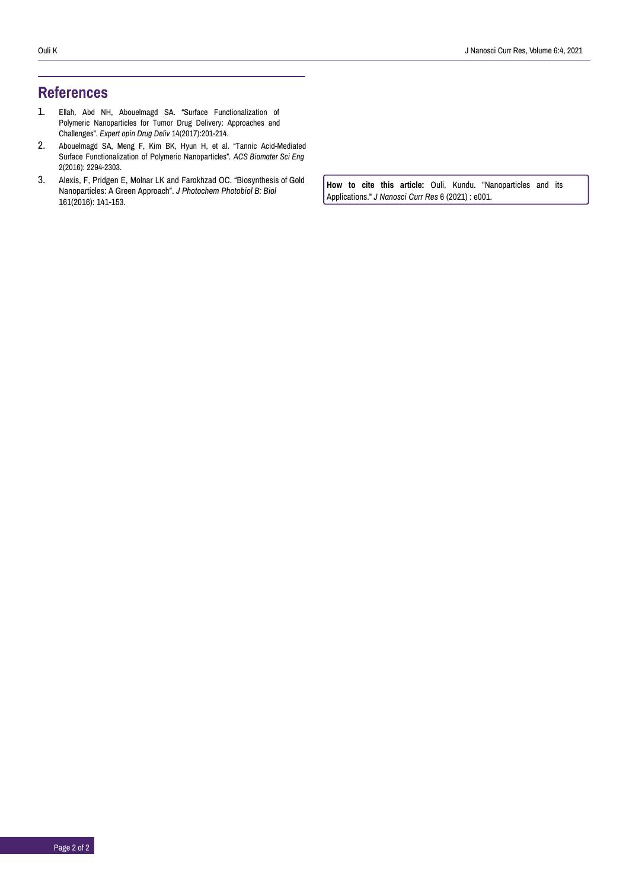## References

1. Ellah, Abd NH, Abouelmagd SA. "Surface Functionalization of Polymeric Nanoparticles for Tumor Drug Delivery: Approaches and Challenges". *Expert opin Drug Deliv* 14(2017):201-214.
2. Abouelmagd SA, Meng F, Kim BK, Hyun H, et al. "Tannic Acid-Mediated Surface Functionalization of Polymeric Nanoparticles". *ACS Biomater Sci Eng* 2(2016): 2294-2303.
3. Alexis, F, Pridgen E, Molnar LK and Farokhzad OC. "Biosynthesis of Gold Nanoparticles: A Green Approach". *J Photochem Photobiol B: Biol* 161(2016): 141-153.

**How to cite this article:** Ouli, Kundu. "Nanoparticles and its Applications." *J Nanosci Curr Res* 6 (2021) : e001.